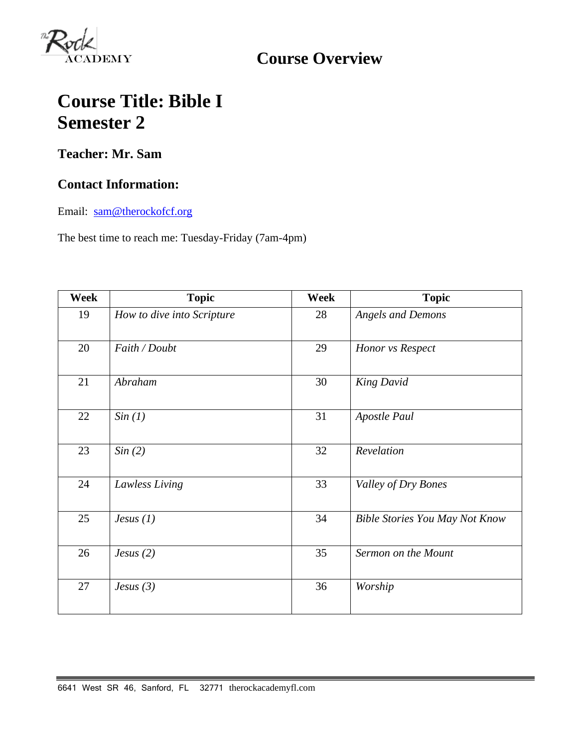# Course Overview

# Course Title: Bible I
# Semester 2

### Teacher: Mr. Sam

### Contact Information:

Email: [sam@therockofcf.org](mailto:sam@therockofcf.org)

The best time to reach me: Tuesday-Friday (7am-4pm)

| Week | Topic | Week | Topic |
|---|---|---|---|
| 19 | *How to dive into Scripture* | 28 | *Angels and Demons* |
| 20 | *Faith / Doubt* | 29 | *Honor vs Respect* |
| 21 | *Abraham* | 30 | *King David* |
| 22 | *Sin (1)* | 31 | *Apostle Paul* |
| 23 | *Sin (2)* | 32 | *Revelation* |
| 24 | *Lawless Living* | 33 | *Valley of Dry Bones* |
| 25 | *Jesus (1)* | 34 | *Bible Stories You May Not Know* |
| 26 | *Jesus (2)* | 35 | *Sermon on the Mount* |
| 27 | *Jesus (3)* | 36 | *Worship* |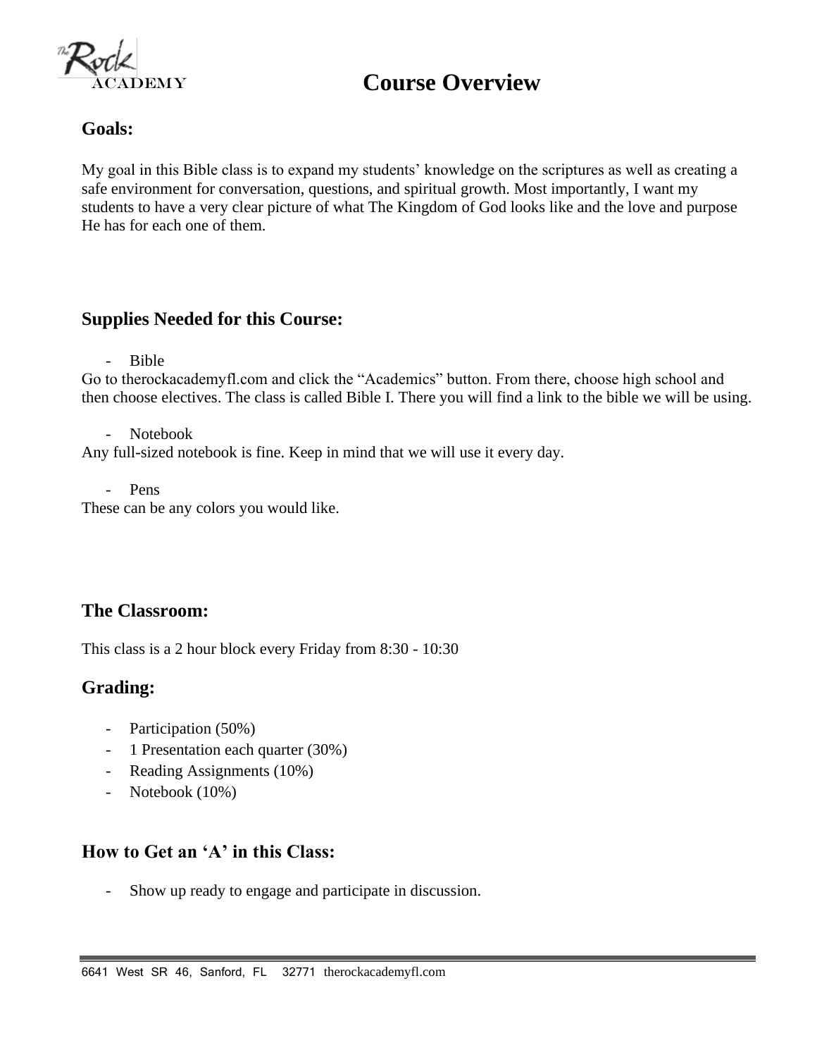# Course Overview

## Goals:

My goal in this Bible class is to expand my students' knowledge on the scriptures as well as creating a safe environment for conversation, questions, and spiritual growth. Most importantly, I want my students to have a very clear picture of what The Kingdom of God looks like and the love and purpose He has for each one of them.

## Supplies Needed for this Course:

- Bible

Go to therockacademyfl.com and click the "Academics" button. From there, choose high school and then choose electives. The class is called Bible I. There you will find a link to the bible we will be using.

- Notebook

Any full-sized notebook is fine. Keep in mind that we will use it every day.

- Pens

These can be any colors you would like.

## The Classroom:

This class is a 2 hour block every Friday from 8:30 - 10:30

## Grading:

- Participation (50%)
- 1 Presentation each quarter (30%)
- Reading Assignments (10%)
- Notebook (10%)

## How to Get an 'A' in this Class:

- Show up ready to engage and participate in discussion.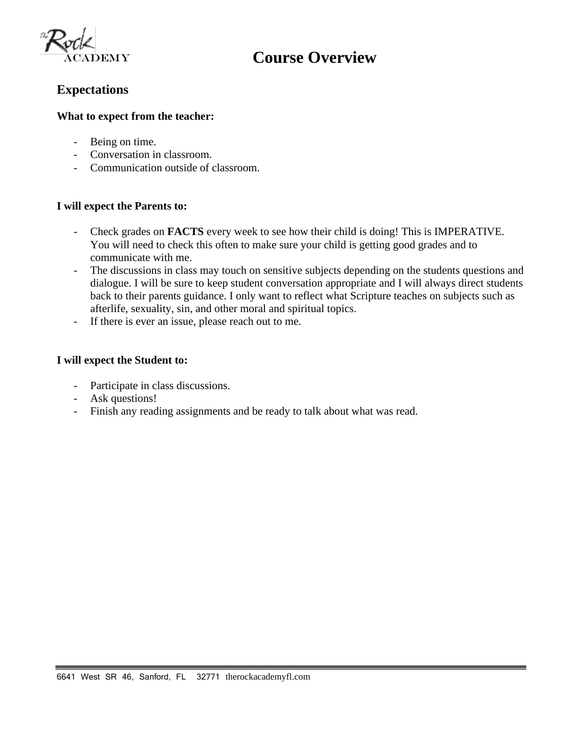# Course Overview

## Expectations

**What to expect from the teacher:**

- Being on time.
- Conversation in classroom.
- Communication outside of classroom.

**I will expect the Parents to:**

- Check grades on **FACTS** every week to see how their child is doing! This is IMPERATIVE. You will need to check this often to make sure your child is getting good grades and to communicate with me.
- The discussions in class may touch on sensitive subjects depending on the students questions and dialogue. I will be sure to keep student conversation appropriate and I will always direct students back to their parents guidance. I only want to reflect what Scripture teaches on subjects such as afterlife, sexuality, sin, and other moral and spiritual topics.
- If there is ever an issue, please reach out to me.

**I will expect the Student to:**

- Participate in class discussions.
- Ask questions!
- Finish any reading assignments and be ready to talk about what was read.